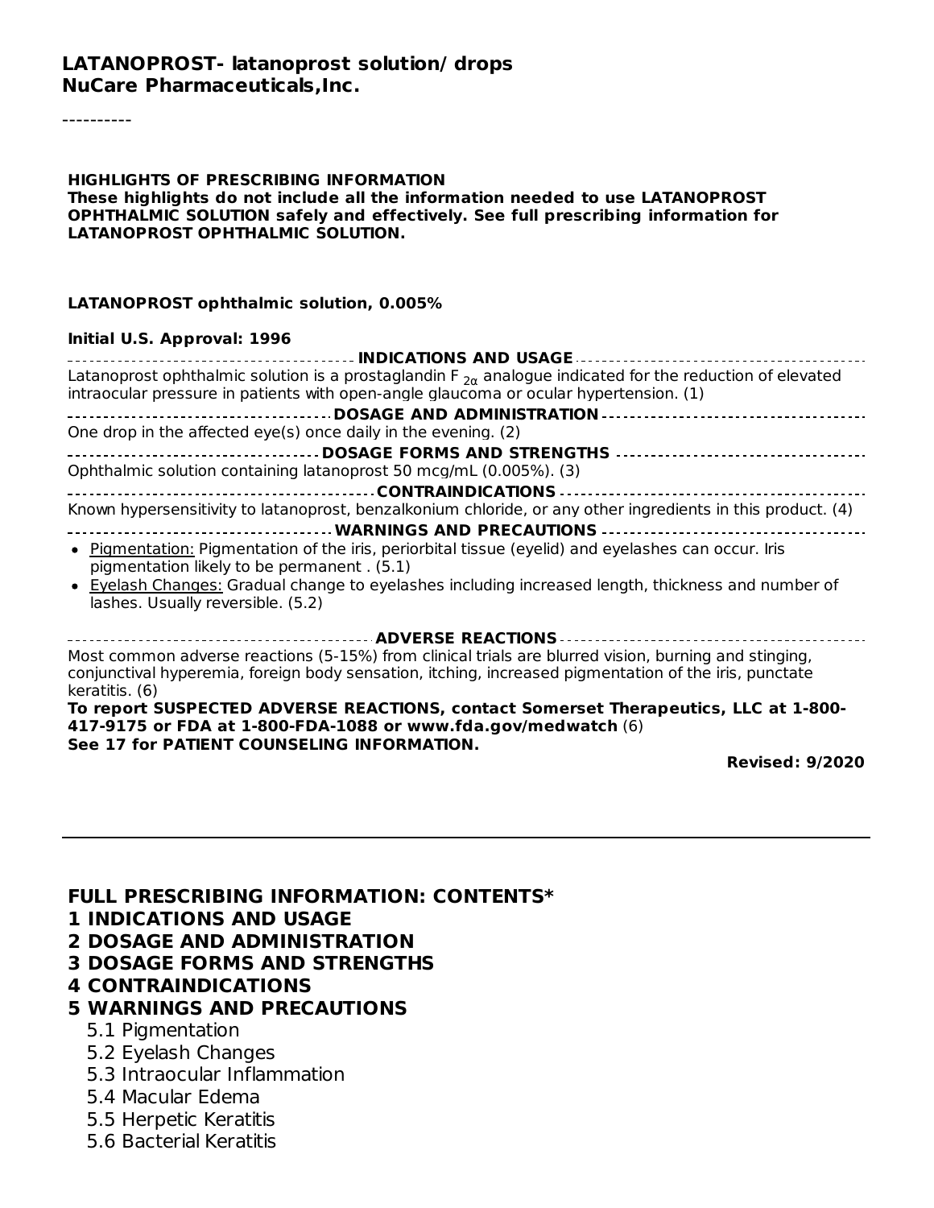# LATANOPROST- latanoprost solution/ drops
## NuCare Pharmaceuticals,Inc.

----------

**HIGHLIGHTS OF PRESCRIBING INFORMATION**
**These highlights do not include all the information needed to use LATANOPROST OPHTHALMIC SOLUTION safely and effectively. See full prescribing information for LATANOPROST OPHTHALMIC SOLUTION.**

**LATANOPROST ophthalmic solution, 0.005%**

**Initial U.S. Approval: 1996**

**INDICATIONS AND USAGE**

Latanoprost ophthalmic solution is a prostaglandin $F_{2\alpha}$ analogue indicated for the reduction of elevated intraocular pressure in patients with open-angle glaucoma or ocular hypertension. (1)

**DOSAGE AND ADMINISTRATION**

One drop in the affected eye(s) once daily in the evening. (2)

**DOSAGE FORMS AND STRENGTHS**

Ophthalmic solution containing latanoprost 50 mcg/mL (0.005%). (3)

**CONTRAINDICATIONS**

Known hypersensitivity to latanoprost, benzalkonium chloride, or any other ingredients in this product. (4)

**WARNINGS AND PRECAUTIONS**

- Pigmentation: Pigmentation of the iris, periorbital tissue (eyelid) and eyelashes can occur. Iris pigmentation likely to be permanent . (5.1)
- Eyelash Changes: Gradual change to eyelashes including increased length, thickness and number of lashes. Usually reversible. (5.2)

**ADVERSE REACTIONS**

Most common adverse reactions (5-15%) from clinical trials are blurred vision, burning and stinging, conjunctival hyperemia, foreign body sensation, itching, increased pigmentation of the iris, punctate keratitis. (6)

**To report SUSPECTED ADVERSE REACTIONS, contact Somerset Therapeutics, LLC at 1-800-417-9175 or FDA at 1-800-FDA-1088 or www.fda.gov/medwatch** (6)
**See 17 for PATIENT COUNSELING INFORMATION.**

**Revised: 9/2020**

---

## FULL PRESCRIBING INFORMATION: CONTENTS*

**1 INDICATIONS AND USAGE**
**2 DOSAGE AND ADMINISTRATION**
**3 DOSAGE FORMS AND STRENGTHS**
**4 CONTRAINDICATIONS**
**5 WARNINGS AND PRECAUTIONS**
- 5.1 Pigmentation
- 5.2 Eyelash Changes
- 5.3 Intraocular Inflammation
- 5.4 Macular Edema
- 5.5 Herpetic Keratitis
- 5.6 Bacterial Keratitis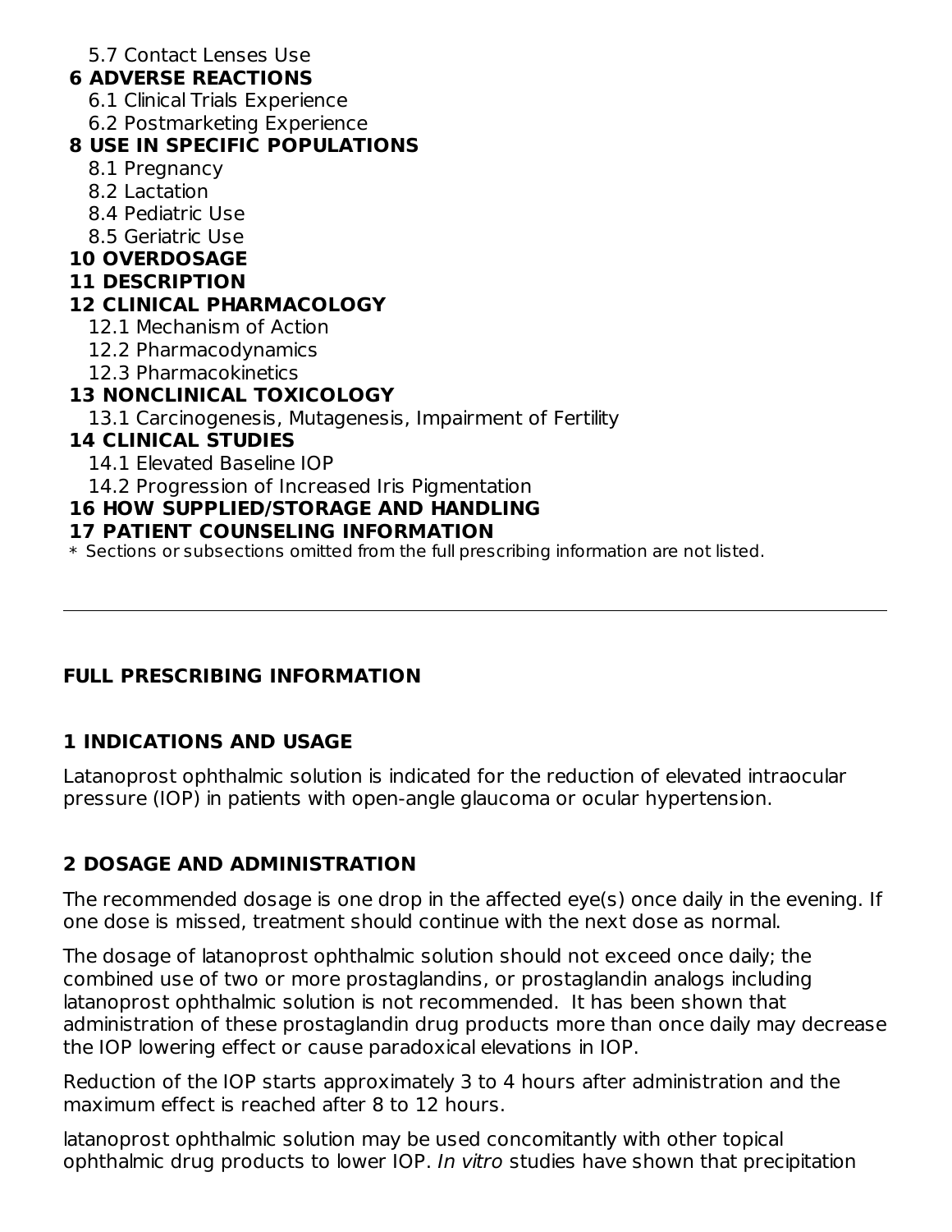5.7 Contact Lenses Use

**6 ADVERSE REACTIONS**

6.1 Clinical Trials Experience

6.2 Postmarketing Experience

**8 USE IN SPECIFIC POPULATIONS**

8.1 Pregnancy

8.2 Lactation

8.4 Pediatric Use

8.5 Geriatric Use

**10 OVERDOSAGE**

**11 DESCRIPTION**

**12 CLINICAL PHARMACOLOGY**

12.1 Mechanism of Action

12.2 Pharmacodynamics

12.3 Pharmacokinetics

**13 NONCLINICAL TOXICOLOGY**

13.1 Carcinogenesis, Mutagenesis, Impairment of Fertility

**14 CLINICAL STUDIES**

14.1 Elevated Baseline IOP

14.2 Progression of Increased Iris Pigmentation

**16 HOW SUPPLIED/STORAGE AND HANDLING**

**17 PATIENT COUNSELING INFORMATION**

* Sections or subsections omitted from the full prescribing information are not listed.

---

## FULL PRESCRIBING INFORMATION

## 1 INDICATIONS AND USAGE

Latanoprost ophthalmic solution is indicated for the reduction of elevated intraocular pressure (IOP) in patients with open-angle glaucoma or ocular hypertension.

## 2 DOSAGE AND ADMINISTRATION

The recommended dosage is one drop in the affected eye(s) once daily in the evening. If one dose is missed, treatment should continue with the next dose as normal.

The dosage of latanoprost ophthalmic solution should not exceed once daily; the combined use of two or more prostaglandins, or prostaglandin analogs including latanoprost ophthalmic solution is not recommended. It has been shown that administration of these prostaglandin drug products more than once daily may decrease the IOP lowering effect or cause paradoxical elevations in IOP.

Reduction of the IOP starts approximately 3 to 4 hours after administration and the maximum effect is reached after 8 to 12 hours.

latanoprost ophthalmic solution may be used concomitantly with other topical ophthalmic drug products to lower IOP. *In vitro* studies have shown that precipitation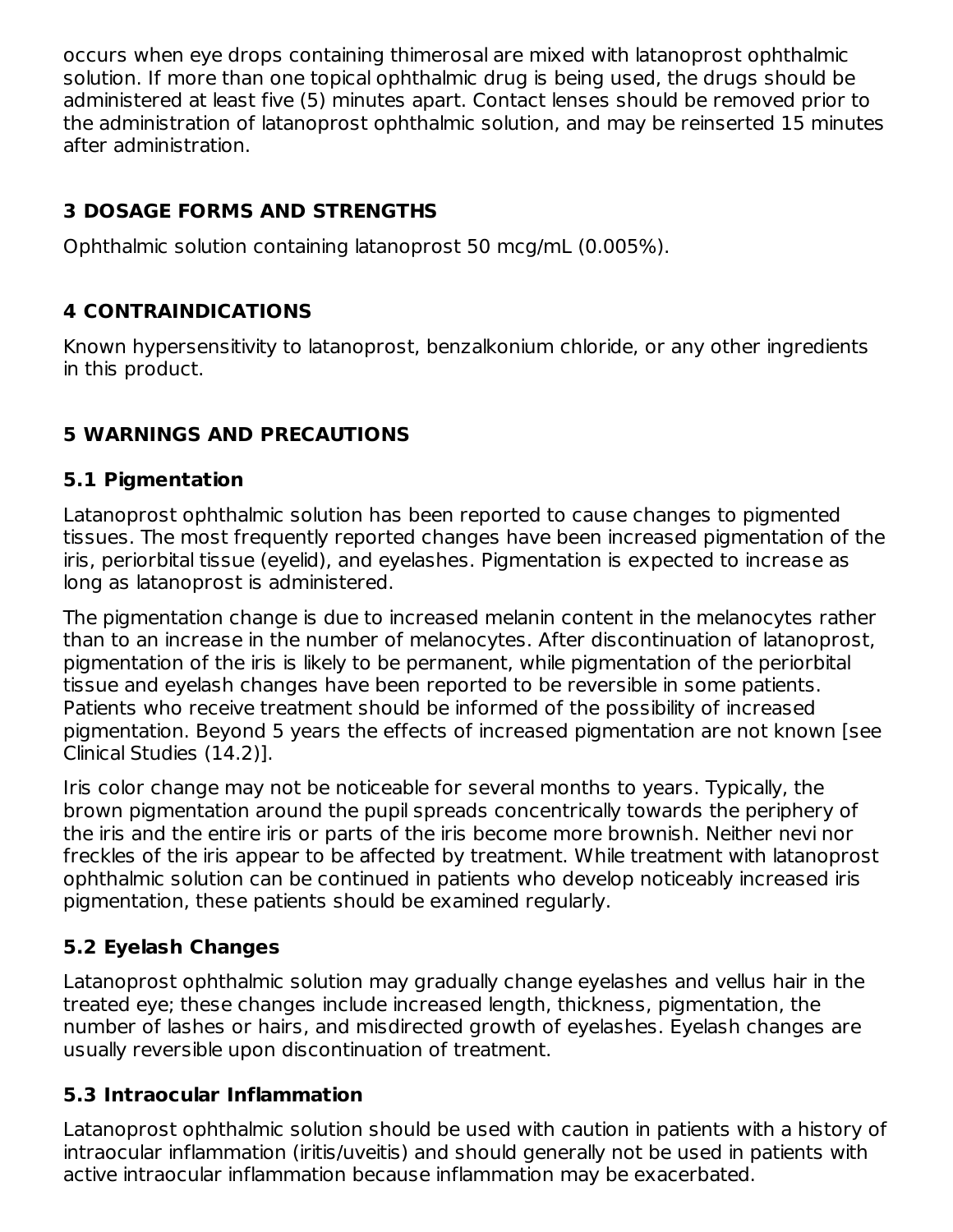occurs when eye drops containing thimerosal are mixed with latanoprost ophthalmic solution. If more than one topical ophthalmic drug is being used, the drugs should be administered at least five (5) minutes apart. Contact lenses should be removed prior to the administration of latanoprost ophthalmic solution, and may be reinserted 15 minutes after administration.

## 3 DOSAGE FORMS AND STRENGTHS

Ophthalmic solution containing latanoprost 50 mcg/mL (0.005%).

## 4 CONTRAINDICATIONS

Known hypersensitivity to latanoprost, benzalkonium chloride, or any other ingredients in this product.

## 5 WARNINGS AND PRECAUTIONS

### 5.1 Pigmentation

Latanoprost ophthalmic solution has been reported to cause changes to pigmented tissues. The most frequently reported changes have been increased pigmentation of the iris, periorbital tissue (eyelid), and eyelashes. Pigmentation is expected to increase as long as latanoprost is administered.

The pigmentation change is due to increased melanin content in the melanocytes rather than to an increase in the number of melanocytes. After discontinuation of latanoprost, pigmentation of the iris is likely to be permanent, while pigmentation of the periorbital tissue and eyelash changes have been reported to be reversible in some patients. Patients who receive treatment should be informed of the possibility of increased pigmentation. Beyond 5 years the effects of increased pigmentation are not known [see Clinical Studies (14.2)].

Iris color change may not be noticeable for several months to years. Typically, the brown pigmentation around the pupil spreads concentrically towards the periphery of the iris and the entire iris or parts of the iris become more brownish. Neither nevi nor freckles of the iris appear to be affected by treatment. While treatment with latanoprost ophthalmic solution can be continued in patients who develop noticeably increased iris pigmentation, these patients should be examined regularly.

### 5.2 Eyelash Changes

Latanoprost ophthalmic solution may gradually change eyelashes and vellus hair in the treated eye; these changes include increased length, thickness, pigmentation, the number of lashes or hairs, and misdirected growth of eyelashes. Eyelash changes are usually reversible upon discontinuation of treatment.

### 5.3 Intraocular Inflammation

Latanoprost ophthalmic solution should be used with caution in patients with a history of intraocular inflammation (iritis/uveitis) and should generally not be used in patients with active intraocular inflammation because inflammation may be exacerbated.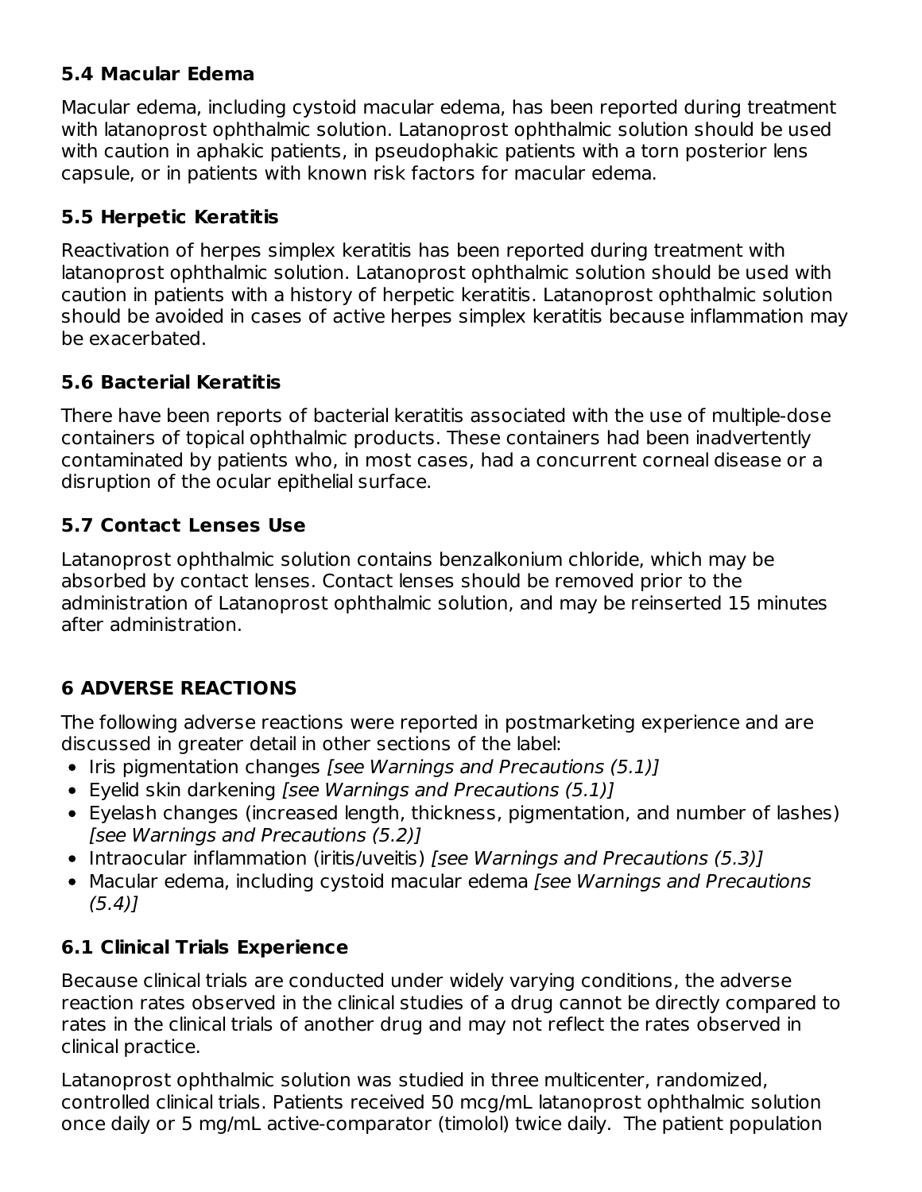### 5.4 Macular Edema

Macular edema, including cystoid macular edema, has been reported during treatment with latanoprost ophthalmic solution. Latanoprost ophthalmic solution should be used with caution in aphakic patients, in pseudophakic patients with a torn posterior lens capsule, or in patients with known risk factors for macular edema.

### 5.5 Herpetic Keratitis

Reactivation of herpes simplex keratitis has been reported during treatment with latanoprost ophthalmic solution. Latanoprost ophthalmic solution should be used with caution in patients with a history of herpetic keratitis. Latanoprost ophthalmic solution should be avoided in cases of active herpes simplex keratitis because inflammation may be exacerbated.

### 5.6 Bacterial Keratitis

There have been reports of bacterial keratitis associated with the use of multiple-dose containers of topical ophthalmic products. These containers had been inadvertently contaminated by patients who, in most cases, had a concurrent corneal disease or a disruption of the ocular epithelial surface.

### 5.7 Contact Lenses Use

Latanoprost ophthalmic solution contains benzalkonium chloride, which may be absorbed by contact lenses. Contact lenses should be removed prior to the administration of Latanoprost ophthalmic solution, and may be reinserted 15 minutes after administration.

## 6 ADVERSE REACTIONS

The following adverse reactions were reported in postmarketing experience and are discussed in greater detail in other sections of the label:

- Iris pigmentation changes *[see Warnings and Precautions (5.1)]*
- Eyelid skin darkening *[see Warnings and Precautions (5.1)]*
- Eyelash changes (increased length, thickness, pigmentation, and number of lashes) *[see Warnings and Precautions (5.2)]*
- Intraocular inflammation (iritis/uveitis) *[see Warnings and Precautions (5.3)]*
- Macular edema, including cystoid macular edema *[see Warnings and Precautions (5.4)]*

### 6.1 Clinical Trials Experience

Because clinical trials are conducted under widely varying conditions, the adverse reaction rates observed in the clinical studies of a drug cannot be directly compared to rates in the clinical trials of another drug and may not reflect the rates observed in clinical practice.

Latanoprost ophthalmic solution was studied in three multicenter, randomized, controlled clinical trials. Patients received 50 mcg/mL latanoprost ophthalmic solution once daily or 5 mg/mL active-comparator (timolol) twice daily. The patient population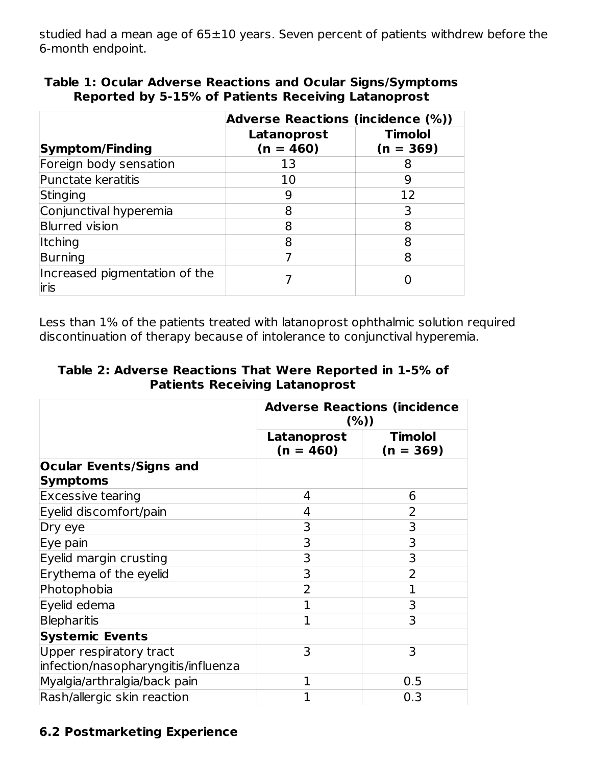studied had a mean age of 65±10 years. Seven percent of patients withdrew before the 6-month endpoint.

**Table 1: Ocular Adverse Reactions and Ocular Signs/Symptoms Reported by 5-15% of Patients Receiving Latanoprost**

| | Adverse Reactions (incidence (%)) | |
|---|---|---|
| **Symptom/Finding** | **Latanoprost (n = 460)** | **Timolol (n = 369)** |
| Foreign body sensation | 13 | 8 |
| Punctate keratitis | 10 | 9 |
| Stinging | 9 | 12 |
| Conjunctival hyperemia | 8 | 3 |
| Blurred vision | 8 | 8 |
| Itching | 8 | 8 |
| Burning | 7 | 8 |
| Increased pigmentation of the iris | 7 | 0 |

Less than 1% of the patients treated with latanoprost ophthalmic solution required discontinuation of therapy because of intolerance to conjunctival hyperemia.

**Table 2: Adverse Reactions That Were Reported in 1-5% of Patients Receiving Latanoprost**

| | Adverse Reactions (incidence (%)) | |
|---|---|---|
| | **Latanoprost (n = 460)** | **Timolol (n = 369)** |
| **Ocular Events/Signs and Symptoms** | | |
| Excessive tearing | 4 | 6 |
| Eyelid discomfort/pain | 4 | 2 |
| Dry eye | 3 | 3 |
| Eye pain | 3 | 3 |
| Eyelid margin crusting | 3 | 3 |
| Erythema of the eyelid | 3 | 2 |
| Photophobia | 2 | 1 |
| Eyelid edema | 1 | 3 |
| Blepharitis | 1 | 3 |
| **Systemic Events** | | |
| Upper respiratory tract infection/nasopharyngitis/influenza | 3 | 3 |
| Myalgia/arthralgia/back pain | 1 | 0.5 |
| Rash/allergic skin reaction | 1 | 0.3 |

## 6.2 Postmarketing Experience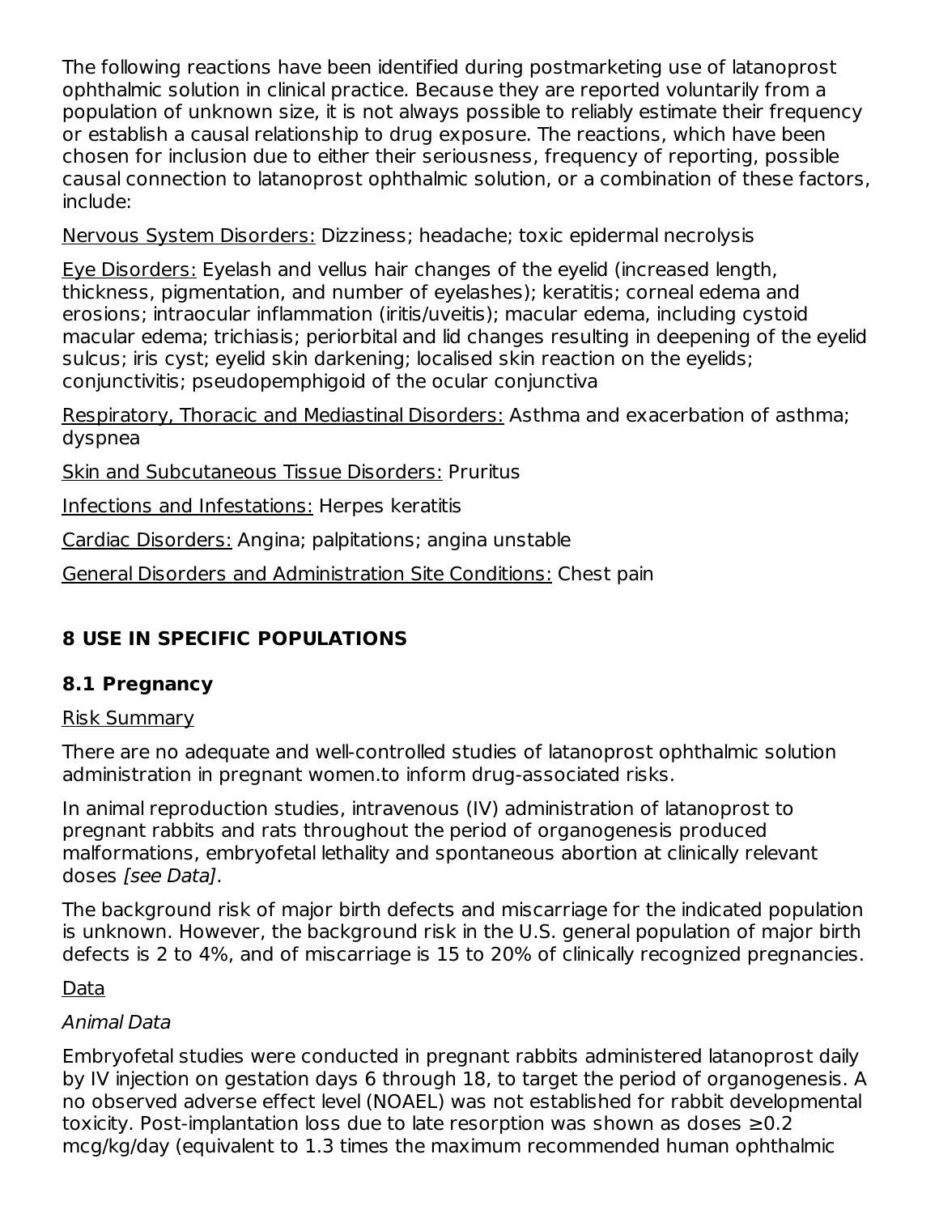The following reactions have been identified during postmarketing use of latanoprost ophthalmic solution in clinical practice. Because they are reported voluntarily from a population of unknown size, it is not always possible to reliably estimate their frequency or establish a causal relationship to drug exposure. The reactions, which have been chosen for inclusion due to either their seriousness, frequency of reporting, possible causal connection to latanoprost ophthalmic solution, or a combination of these factors, include:

Nervous System Disorders: Dizziness; headache; toxic epidermal necrolysis

Eye Disorders: Eyelash and vellus hair changes of the eyelid (increased length, thickness, pigmentation, and number of eyelashes); keratitis; corneal edema and erosions; intraocular inflammation (iritis/uveitis); macular edema, including cystoid macular edema; trichiasis; periorbital and lid changes resulting in deepening of the eyelid sulcus; iris cyst; eyelid skin darkening; localised skin reaction on the eyelids; conjunctivitis; pseudopemphigoid of the ocular conjunctiva

Respiratory, Thoracic and Mediastinal Disorders: Asthma and exacerbation of asthma; dyspnea

Skin and Subcutaneous Tissue Disorders: Pruritus

Infections and Infestations: Herpes keratitis

Cardiac Disorders: Angina; palpitations; angina unstable

General Disorders and Administration Site Conditions: Chest pain

# 8 USE IN SPECIFIC POPULATIONS

## 8.1 Pregnancy

Risk Summary

There are no adequate and well-controlled studies of latanoprost ophthalmic solution administration in pregnant women.to inform drug-associated risks.

In animal reproduction studies, intravenous (IV) administration of latanoprost to pregnant rabbits and rats throughout the period of organogenesis produced malformations, embryofetal lethality and spontaneous abortion at clinically relevant doses *[see Data]*.

The background risk of major birth defects and miscarriage for the indicated population is unknown. However, the background risk in the U.S. general population of major birth defects is 2 to 4%, and of miscarriage is 15 to 20% of clinically recognized pregnancies.

Data

*Animal Data*

Embryofetal studies were conducted in pregnant rabbits administered latanoprost daily by IV injection on gestation days 6 through 18, to target the period of organogenesis. A no observed adverse effect level (NOAEL) was not established for rabbit developmental toxicity. Post-implantation loss due to late resorption was shown as doses ≥0.2 mcg/kg/day (equivalent to 1.3 times the maximum recommended human ophthalmic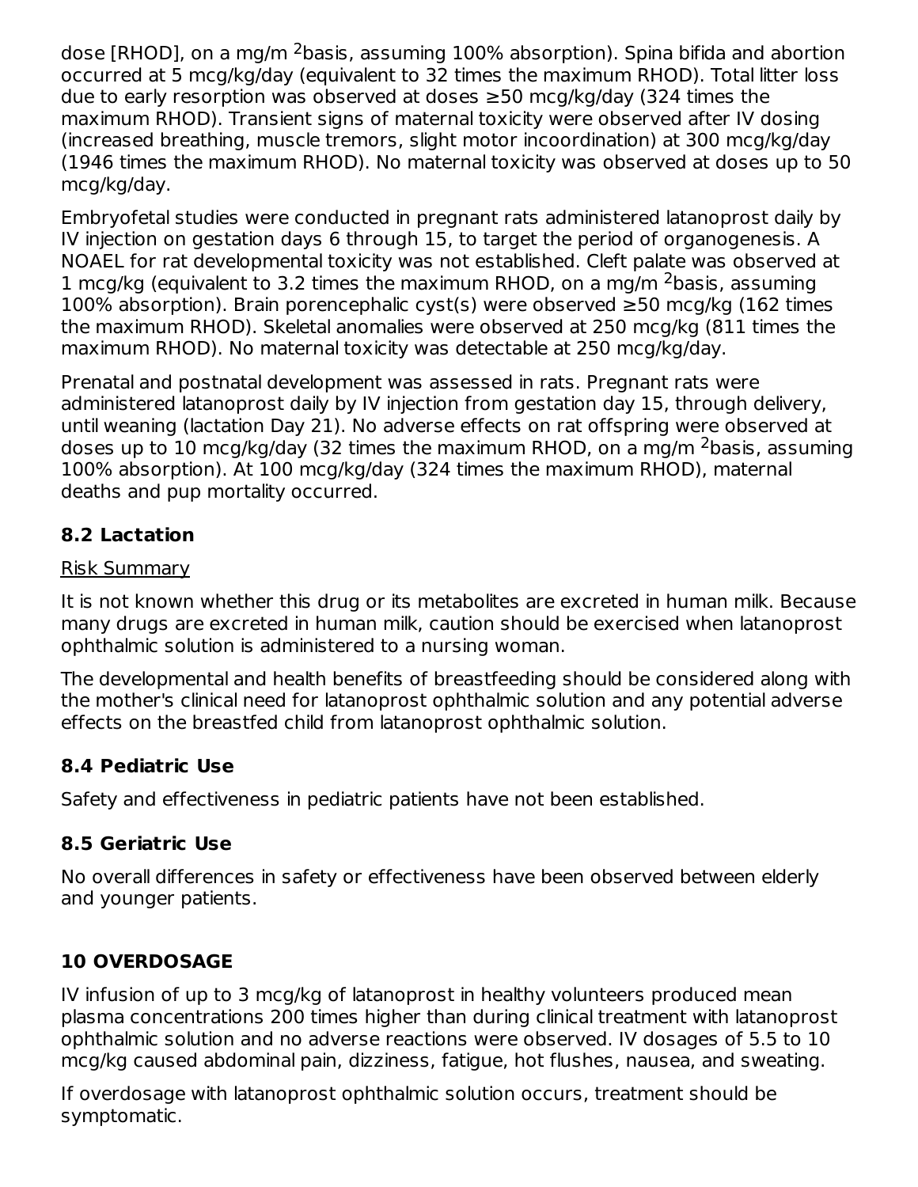dose [RHOD], on a mg/m $^2$basis, assuming 100% absorption). Spina bifida and abortion occurred at 5 mcg/kg/day (equivalent to 32 times the maximum RHOD). Total litter loss due to early resorption was observed at doses ≥50 mcg/kg/day (324 times the maximum RHOD). Transient signs of maternal toxicity were observed after IV dosing (increased breathing, muscle tremors, slight motor incoordination) at 300 mcg/kg/day (1946 times the maximum RHOD). No maternal toxicity was observed at doses up to 50 mcg/kg/day.

Embryofetal studies were conducted in pregnant rats administered latanoprost daily by IV injection on gestation days 6 through 15, to target the period of organogenesis. A NOAEL for rat developmental toxicity was not established. Cleft palate was observed at 1 mcg/kg (equivalent to 3.2 times the maximum RHOD, on a mg/m $^2$basis, assuming 100% absorption). Brain porencephalic cyst(s) were observed ≥50 mcg/kg (162 times the maximum RHOD). Skeletal anomalies were observed at 250 mcg/kg (811 times the maximum RHOD). No maternal toxicity was detectable at 250 mcg/kg/day.

Prenatal and postnatal development was assessed in rats. Pregnant rats were administered latanoprost daily by IV injection from gestation day 15, through delivery, until weaning (lactation Day 21). No adverse effects on rat offspring were observed at doses up to 10 mcg/kg/day (32 times the maximum RHOD, on a mg/m $^2$basis, assuming 100% absorption). At 100 mcg/kg/day (324 times the maximum RHOD), maternal deaths and pup mortality occurred.

### 8.2 Lactation

Risk Summary

It is not known whether this drug or its metabolites are excreted in human milk. Because many drugs are excreted in human milk, caution should be exercised when latanoprost ophthalmic solution is administered to a nursing woman.

The developmental and health benefits of breastfeeding should be considered along with the mother's clinical need for latanoprost ophthalmic solution and any potential adverse effects on the breastfed child from latanoprost ophthalmic solution.

### 8.4 Pediatric Use

Safety and effectiveness in pediatric patients have not been established.

### 8.5 Geriatric Use

No overall differences in safety or effectiveness have been observed between elderly and younger patients.

## 10 OVERDOSAGE

IV infusion of up to 3 mcg/kg of latanoprost in healthy volunteers produced mean plasma concentrations 200 times higher than during clinical treatment with latanoprost ophthalmic solution and no adverse reactions were observed. IV dosages of 5.5 to 10 mcg/kg caused abdominal pain, dizziness, fatigue, hot flushes, nausea, and sweating.

If overdosage with latanoprost ophthalmic solution occurs, treatment should be symptomatic.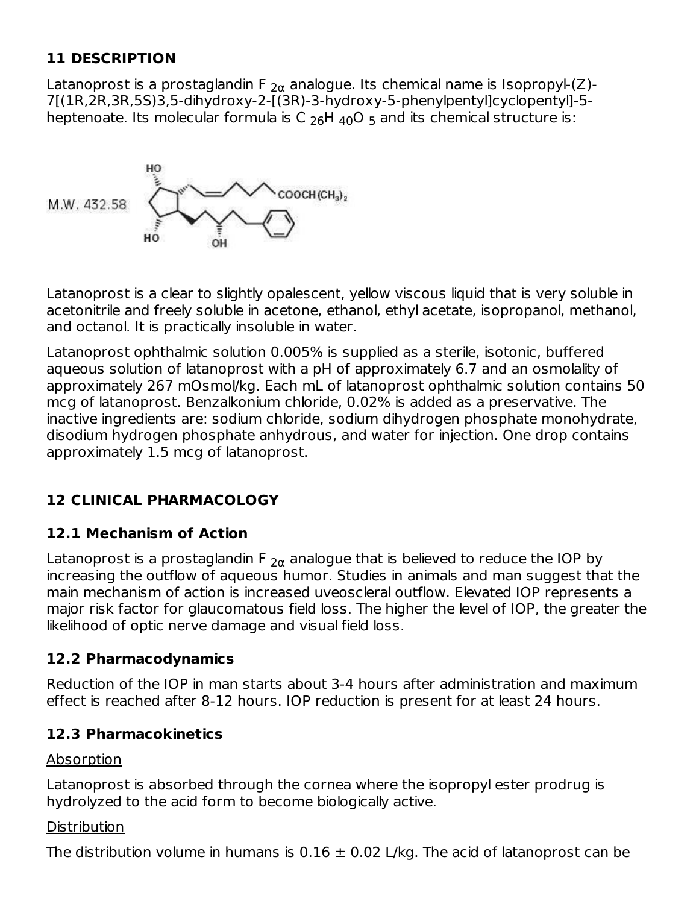## 11 DESCRIPTION

Latanoprost is a prostaglandin F $_{2\alpha}$ analogue. Its chemical name is Isopropyl-(Z)-7[(1R,2R,3R,5S)3,5-dihydroxy-2-[(3R)-3-hydroxy-5-phenylpentyl]cyclopentyl]-5-heptenoate. Its molecular formula is $C_{26}H_{40}O_5$ and its chemical structure is:

M.W. 432.58

Latanoprost is a clear to slightly opalescent, yellow viscous liquid that is very soluble in acetonitrile and freely soluble in acetone, ethanol, ethyl acetate, isopropanol, methanol, and octanol. It is practically insoluble in water.

Latanoprost ophthalmic solution 0.005% is supplied as a sterile, isotonic, buffered aqueous solution of latanoprost with a pH of approximately 6.7 and an osmolality of approximately 267 mOsmol/kg. Each mL of latanoprost ophthalmic solution contains 50 mcg of latanoprost. Benzalkonium chloride, 0.02% is added as a preservative. The inactive ingredients are: sodium chloride, sodium dihydrogen phosphate monohydrate, disodium hydrogen phosphate anhydrous, and water for injection. One drop contains approximately 1.5 mcg of latanoprost.

## 12 CLINICAL PHARMACOLOGY

### 12.1 Mechanism of Action

Latanoprost is a prostaglandin F $_{2\alpha}$ analogue that is believed to reduce the IOP by increasing the outflow of aqueous humor. Studies in animals and man suggest that the main mechanism of action is increased uveoscleral outflow. Elevated IOP represents a major risk factor for glaucomatous field loss. The higher the level of IOP, the greater the likelihood of optic nerve damage and visual field loss.

### 12.2 Pharmacodynamics

Reduction of the IOP in man starts about 3-4 hours after administration and maximum effect is reached after 8-12 hours. IOP reduction is present for at least 24 hours.

### 12.3 Pharmacokinetics

Absorption

Latanoprost is absorbed through the cornea where the isopropyl ester prodrug is hydrolyzed to the acid form to become biologically active.

Distribution

The distribution volume in humans is $0.16 \pm 0.02$ L/kg. The acid of latanoprost can be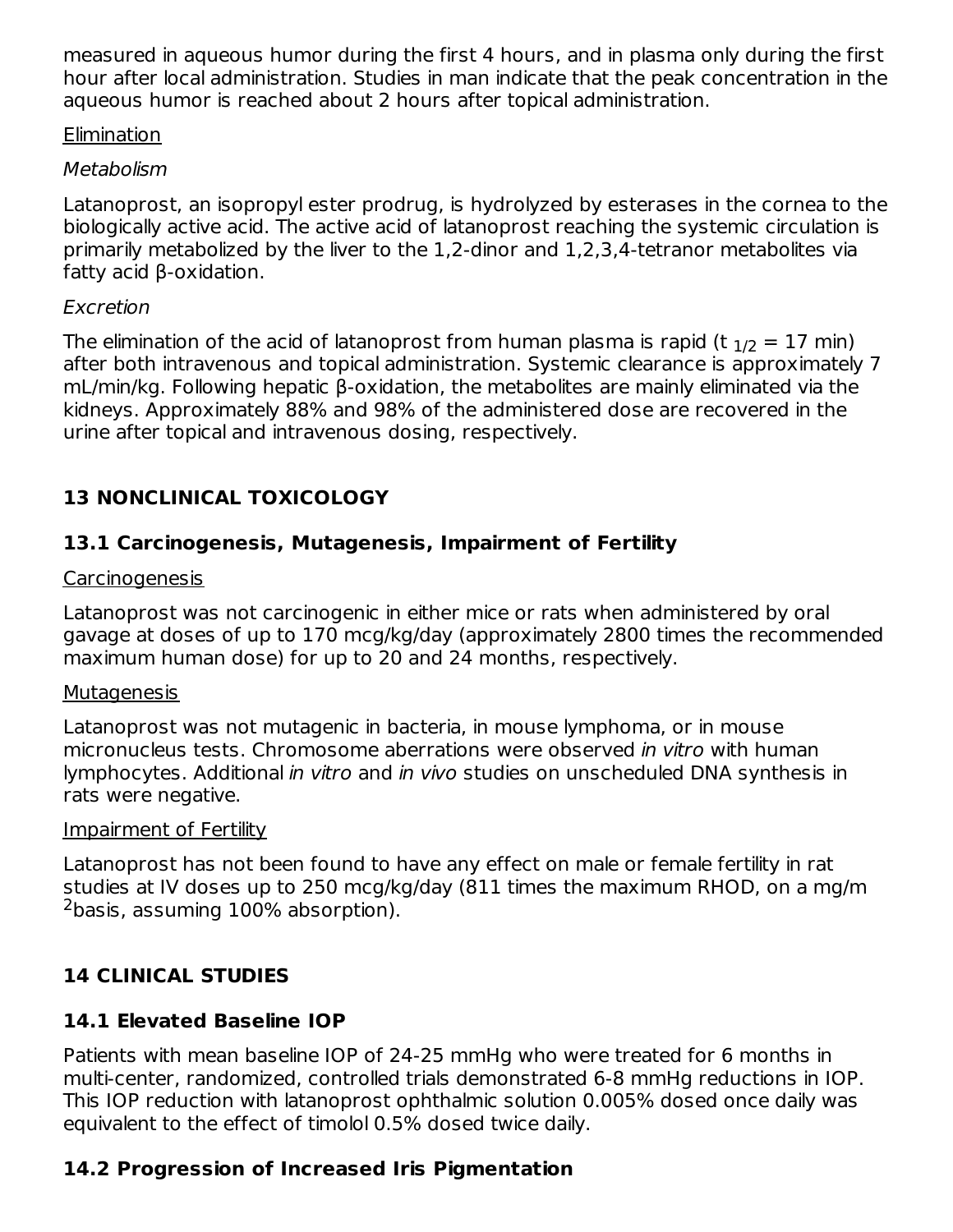measured in aqueous humor during the first 4 hours, and in plasma only during the first hour after local administration. Studies in man indicate that the peak concentration in the aqueous humor is reached about 2 hours after topical administration.

Elimination

*Metabolism*

Latanoprost, an isopropyl ester prodrug, is hydrolyzed by esterases in the cornea to the biologically active acid. The active acid of latanoprost reaching the systemic circulation is primarily metabolized by the liver to the 1,2-dinor and 1,2,3,4-tetranor metabolites via fatty acid β-oxidation.

*Excretion*

The elimination of the acid of latanoprost from human plasma is rapid ($t_{1/2}$ = 17 min) after both intravenous and topical administration. Systemic clearance is approximately 7 mL/min/kg. Following hepatic β-oxidation, the metabolites are mainly eliminated via the kidneys. Approximately 88% and 98% of the administered dose are recovered in the urine after topical and intravenous dosing, respectively.

## 13 NONCLINICAL TOXICOLOGY

### 13.1 Carcinogenesis, Mutagenesis, Impairment of Fertility

Carcinogenesis

Latanoprost was not carcinogenic in either mice or rats when administered by oral gavage at doses of up to 170 mcg/kg/day (approximately 2800 times the recommended maximum human dose) for up to 20 and 24 months, respectively.

Mutagenesis

Latanoprost was not mutagenic in bacteria, in mouse lymphoma, or in mouse micronucleus tests. Chromosome aberrations were observed *in vitro* with human lymphocytes. Additional *in vitro* and *in vivo* studies on unscheduled DNA synthesis in rats were negative.

Impairment of Fertility

Latanoprost has not been found to have any effect on male or female fertility in rat studies at IV doses up to 250 mcg/kg/day (811 times the maximum RHOD, on a $mg/m^2$ basis, assuming 100% absorption).

## 14 CLINICAL STUDIES

### 14.1 Elevated Baseline IOP

Patients with mean baseline IOP of 24-25 mmHg who were treated for 6 months in multi-center, randomized, controlled trials demonstrated 6-8 mmHg reductions in IOP. This IOP reduction with latanoprost ophthalmic solution 0.005% dosed once daily was equivalent to the effect of timolol 0.5% dosed twice daily.

### 14.2 Progression of Increased Iris Pigmentation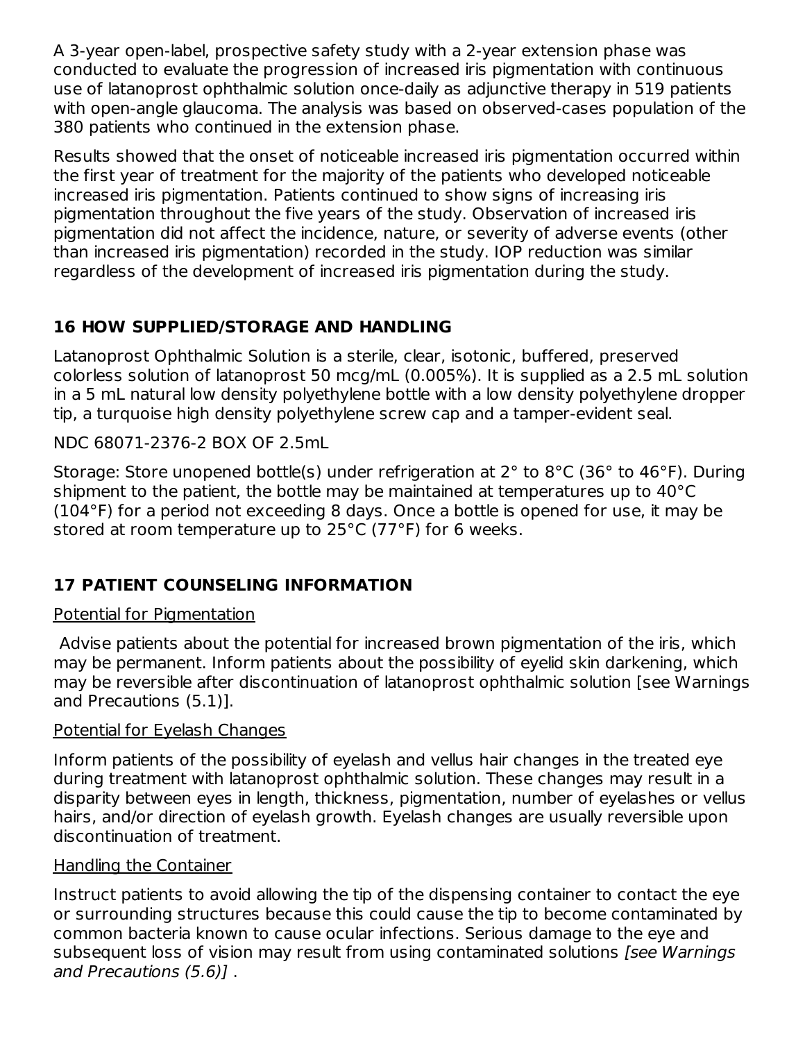A 3-year open-label, prospective safety study with a 2-year extension phase was conducted to evaluate the progression of increased iris pigmentation with continuous use of latanoprost ophthalmic solution once-daily as adjunctive therapy in 519 patients with open-angle glaucoma. The analysis was based on observed-cases population of the 380 patients who continued in the extension phase.

Results showed that the onset of noticeable increased iris pigmentation occurred within the first year of treatment for the majority of the patients who developed noticeable increased iris pigmentation. Patients continued to show signs of increasing iris pigmentation throughout the five years of the study. Observation of increased iris pigmentation did not affect the incidence, nature, or severity of adverse events (other than increased iris pigmentation) recorded in the study. IOP reduction was similar regardless of the development of increased iris pigmentation during the study.

## 16 HOW SUPPLIED/STORAGE AND HANDLING

Latanoprost Ophthalmic Solution is a sterile, clear, isotonic, buffered, preserved colorless solution of latanoprost 50 mcg/mL (0.005%). It is supplied as a 2.5 mL solution in a 5 mL natural low density polyethylene bottle with a low density polyethylene dropper tip, a turquoise high density polyethylene screw cap and a tamper-evident seal.

NDC 68071-2376-2 BOX OF 2.5mL

Storage: Store unopened bottle(s) under refrigeration at 2° to 8°C (36° to 46°F). During shipment to the patient, the bottle may be maintained at temperatures up to 40°C (104°F) for a period not exceeding 8 days. Once a bottle is opened for use, it may be stored at room temperature up to 25°C (77°F) for 6 weeks.

## 17 PATIENT COUNSELING INFORMATION

Potential for Pigmentation

Advise patients about the potential for increased brown pigmentation of the iris, which may be permanent. Inform patients about the possibility of eyelid skin darkening, which may be reversible after discontinuation of latanoprost ophthalmic solution [see Warnings and Precautions (5.1)].

Potential for Eyelash Changes

Inform patients of the possibility of eyelash and vellus hair changes in the treated eye during treatment with latanoprost ophthalmic solution. These changes may result in a disparity between eyes in length, thickness, pigmentation, number of eyelashes or vellus hairs, and/or direction of eyelash growth. Eyelash changes are usually reversible upon discontinuation of treatment.

Handling the Container

Instruct patients to avoid allowing the tip of the dispensing container to contact the eye or surrounding structures because this could cause the tip to become contaminated by common bacteria known to cause ocular infections. Serious damage to the eye and subsequent loss of vision may result from using contaminated solutions *[see Warnings and Precautions (5.6)]* .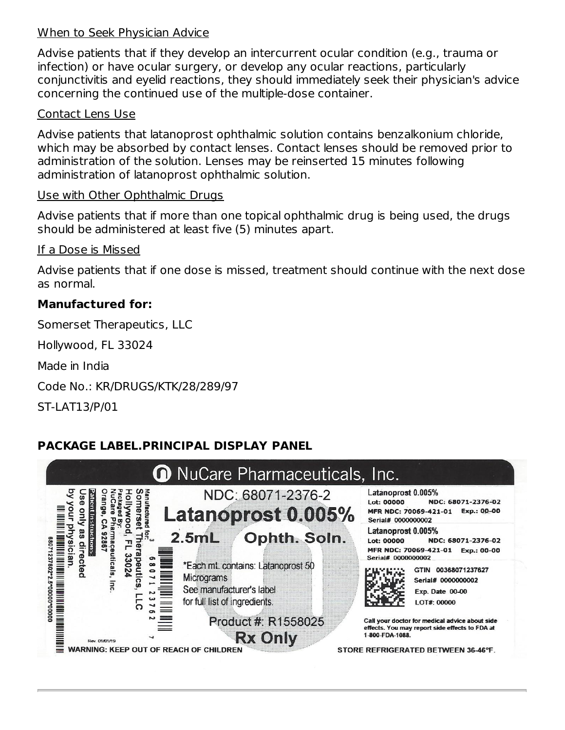When to Seek Physician Advice

Advise patients that if they develop an intercurrent ocular condition (e.g., trauma or infection) or have ocular surgery, or develop any ocular reactions, particularly conjunctivitis and eyelid reactions, they should immediately seek their physician's advice concerning the continued use of the multiple-dose container.

Contact Lens Use

Advise patients that latanoprost ophthalmic solution contains benzalkonium chloride, which may be absorbed by contact lenses. Contact lenses should be removed prior to administration of the solution. Lenses may be reinserted 15 minutes following administration of latanoprost ophthalmic solution.

Use with Other Ophthalmic Drugs

Advise patients that if more than one topical ophthalmic drug is being used, the drugs should be administered at least five (5) minutes apart.

If a Dose is Missed

Advise patients that if one dose is missed, treatment should continue with the next dose as normal.

**Manufactured for:**

Somerset Therapeutics, LLC

Hollywood, FL 33024

Made in India

Code No.: KR/DRUGS/KTK/28/289/97

ST-LAT13/P/01

## PACKAGE LABEL.PRINCIPAL DISPLAY PANEL

NuCare Pharmaceuticals, Inc.

NDC: 68071-2376-2

Latanoprost 0.005%

2.5mL Ophth. Soln.

*Each mL contains: Latanoprost 50 Micrograms
See manufacturer's label for full list of ingredients.

Product #: R1558025

Rx Only

Manufactured for:
Somerset Therapeutics, LLC
Hollywood, FL 33024
Packaged By:
NuCare Pharmaceuticals, Inc.
Orange, CA 92867

Patient Instructions:
Use only as directed by your physician.

3 68071 23762 7

68071237602*2.5*00000*00000

Rev. 01/01/19

WARNING: KEEP OUT OF REACH OF CHILDREN

Latanoprost 0.005%
Lot: 00000 NDC: 68071-2376-02
MFR NDC: 70069-421-01 Exp.: 00-00
Serial# 0000000002

Latanoprost 0.005%
Lot: 00000 NDC: 68071-2376-02
MFR NDC: 70069-421-01 Exp.: 00-00
Serial# 0000000002

GTIN 00368071237627
Serial# 0000000002
Exp. Date 00-00
LOT#: 00000

Call your doctor for medical advice about side effects. You may report side effects to FDA at 1-800-FDA-1088.

STORE REFRIGERATED BETWEEN 36-46°F.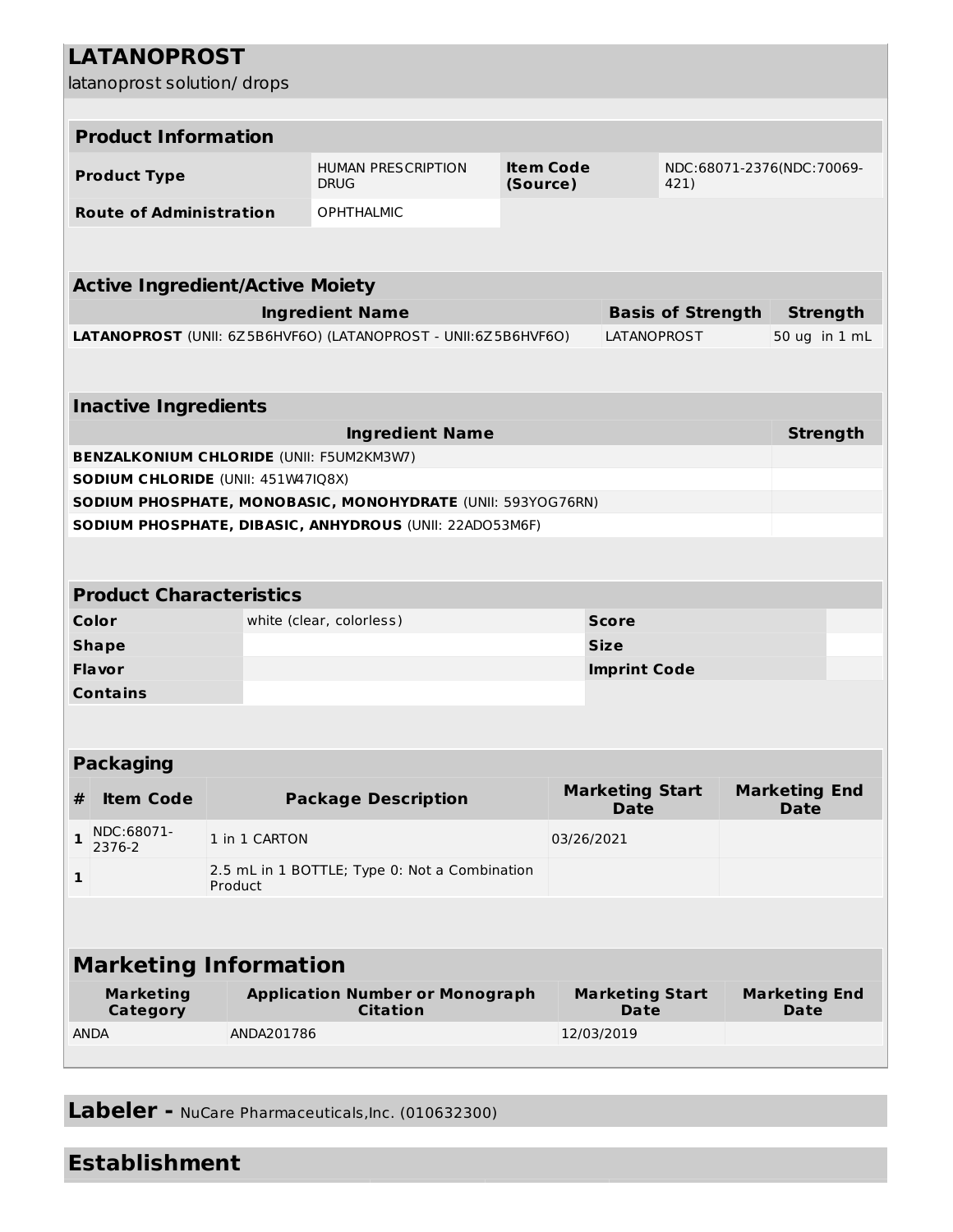# LATANOPROST

latanoprost solution/ drops

## Product Information

| Product Type | HUMAN PRESCRIPTION DRUG | Item Code (Source) | NDC:68071-2376(NDC:70069-421) |
|---|---|---|---|
| Route of Administration | OPHTHALMIC | | |

## Active Ingredient/Active Moiety

| Ingredient Name | Basis of Strength | Strength |
|---|---|---|
| **LATANOPROST** (UNII: 6Z5B6HVF6O) (LATANOPROST - UNII:6Z5B6HVF6O) | LATANOPROST | 50 ug in 1 mL |

## Inactive Ingredients

| Ingredient Name | Strength |
|---|---|
| **BENZALKONIUM CHLORIDE** (UNII: F5UM2KM3W7) | |
| **SODIUM CHLORIDE** (UNII: 451W47IQ8X) | |
| **SODIUM PHOSPHATE, MONOBASIC, MONOHYDRATE** (UNII: 593YOG76RN) | |
| **SODIUM PHOSPHATE, DIBASIC, ANHYDROUS** (UNII: 22ADO53M6F) | |

## Product Characteristics

| Color | white (clear, colorless) | Score | |
|---|---|---|---|
| Shape | | Size | |
| Flavor | | Imprint Code | |
| Contains | | | |

## Packaging

| # | Item Code | Package Description | Marketing Start Date | Marketing End Date |
|---|---|---|---|---|
| 1 | NDC:68071-2376-2 | 1 in 1 CARTON | 03/26/2021 | |
| 1 | | 2.5 mL in 1 BOTTLE; Type 0: Not a Combination Product | | |

## Marketing Information

| Marketing Category | Application Number or Monograph Citation | Marketing Start Date | Marketing End Date |
|---|---|---|---|
| ANDA | ANDA201786 | 12/03/2019 | |

## Labeler - NuCare Pharmaceuticals,Inc. (010632300)

## Establishment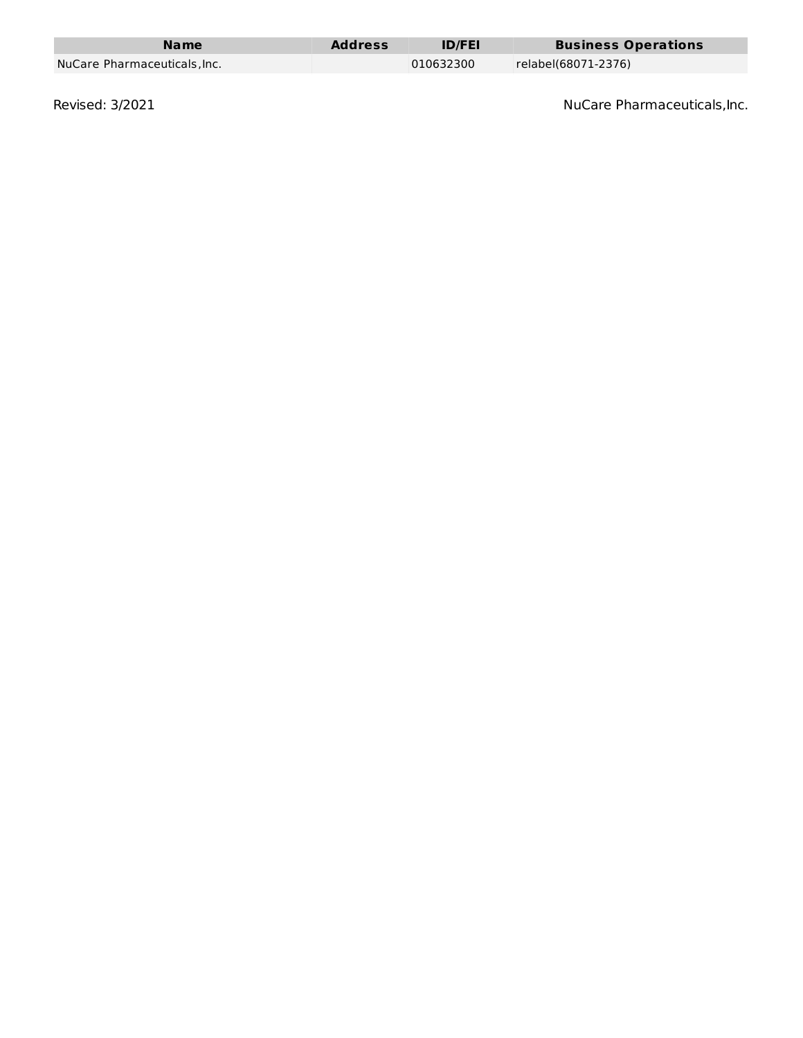| Name | Address | ID/FEI | Business Operations |
| --- | --- | --- | --- |
| NuCare Pharmaceuticals,Inc. | | 010632300 | relabel(68071-2376) |

Revised: 3/2021

NuCare Pharmaceuticals,Inc.